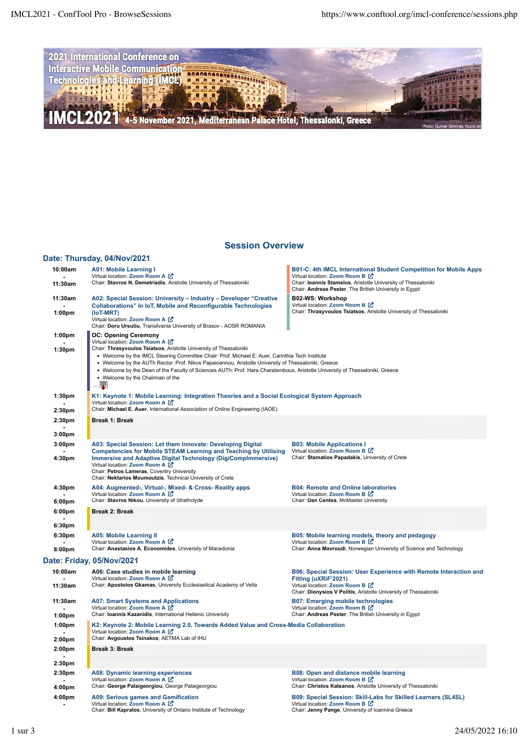2021 International Conference on Interactive Mobile Communication Technologies and Learning (IMCL)

IMCL2021 4-5 November 2021, Mediterranean Palace Hotel, Thessaloniki, Greece

Photo: Gunnar Grimnes, found on

## Session Overview

### Date: Thursday, 04/Nov/2021

**10:00am - 11:30am**

**A01: Mobile Learning I**
Virtual location: Zoom Room A
Chair: **Stavros N. Demetriadis**, Aristotle University of Thessaloniki

**B01-C: 4th IMCL International Student Competition for Mobile Apps**
Virtual location: Zoom Room B
Chair: **Ioannis Stamelos**, Aristotle University of Thessaloniki
Chair: **Andreas Pester**, The British University in Egypt

**11:30am - 1:00pm**

**A02: Special Session: University – Industry – Developer "Creative Collaborations" In IoT, Mobile and Reconfigurable Technologies (IoT-MRT)**
Virtual location: Zoom Room A
Chair: **Doru Ursutiu**, Transilvania University of Brasov - AOSR ROMANIA

**B02-WS: Workshop**
Virtual location: Zoom Room B
Chair: **Thrasyvoulos Tsiatsos**, Aristotle University of Thessaloniki

**1:00pm - 1:30pm**

**OC: Opening Ceremony**
Virtual location: Zoom Room A
Chair: **Thrasyvoulos Tsiatsos**, Aristotle University of Thessaloniki

- Welcome by the IMCL Steering Committee Chair: Prof. Michael E. Auer, Carinthia Tech Institute
- Welcome by the AUTh Rector: Prof. Nikos Papaioannou, Aristotle University of Thessaloniki, Greece
- Welcome by the Dean of the Faculty of Sciences AUTh: Prof. Hara Charalambous, Aristotle University of Thessaloniki, Greece
- Welcome by the Chairman of the

...

**1:30pm - 2:30pm**

**K1: Keynote 1: Mobile Learning: Integration Theories and a Social Ecological System Approach**
Virtual location: Zoom Room A
Chair: **Michael E. Auer**, International Association of Online Engineering (IAOE)

**2:30pm - 3:00pm**

**Break 1: Break**

**3:00pm - 4:30pm**

**A03: Special Session: Let them Innovate: Developing Digital Competencies for Mobile STEAM Learning and Teaching by Utilising Immersive and Adaptive Digital Technology (DigiComplmmersive)**
Virtual location: Zoom Room A
Chair: **Petros Lameras**, Coventry University
Chair: **Nektarios Moumoutzis**, Technical University of Crete

**B03: Mobile Applications I**
Virtual location: Zoom Room B
Chair: **Stamatios Papadakis**, University of Crete

**4:30pm - 6:00pm**

**A04: Augmented-, Virtual-, Mixed- & Cross- Reality apps**
Virtual location: Zoom Room A
Chair: **Stavros Nikou**, University of Strathclyde

**B04: Remote and Online laboratories**
Virtual location: Zoom Room B
Chair: **Dan Centea**, McMaster University

**6:00pm - 6:30pm**

**Break 2: Break**

**6:30pm - 8:00pm**

**A05: Mobile Learning II**
Virtual location: Zoom Room A
Chair: **Anastasios A. Economides**, University of Macedonia

**B05: Mobile learning models, theory and pedagogy**
Virtual location: Zoom Room B
Chair: **Anna Mavroudi**, Norwegian University of Science and Technology

### Date: Friday, 05/Nov/2021

**10:00am - 11:30am**

**A06: Case studies in mobile learning**
Virtual location: Zoom Room A
Chair: **Apostolos Gkamas**, University Ecclesiastical Academy of Vella

**B06: Special Session: User Experience with Remote Interaction and Fitting (uXRiF'2021)**
Virtual location: Zoom Room B
Chair: **Dionysios V Politis**, Aristotle University of Thessaloniki

**11:30am - 1:00pm**

**A07: Smart Systems and Applications**
Virtual location: Zoom Room A
Chair: **Ioannis Kazanidis**, International Hellenic University

**B07: Emerging mobile technologies**
Virtual location: Zoom Room B
Chair: **Andreas Pester**, The British University in Egypt

**1:00pm - 2:00pm**

**K2: Keynote 2: Mobile Learning 2.0, Towards Added Value and Cross-Media Collaboration**
Virtual location: Zoom Room A
Chair: **Avgoustos Tsinakos**, AETMA Lab of IHU

**2:00pm - 2:30pm**

**Break 3: Break**

**2:30pm - 4:00pm**

**A08: Dynamic learning experiences**
Virtual location: Zoom Room A
Chair: **George Palaigeorgiou**, George Palaigeorgiou

**B08: Open and distance mobile learning**
Virtual location: Zoom Room B
Chair: **Christos Katsanos**, Aristotle University of Thessaloniki

**4:00pm -**

**A09: Serious games and Gamification**
Virtual location: Zoom Room A
Chair: **Bill Kapralos**, University of Ontario Institute of Technology

**B09: Special Session: Skill-Labs for Skilled Learners (SL4SL)**
Virtual location: Zoom Room B
Chair: **Jenny Pange**, University of Ioannina Greece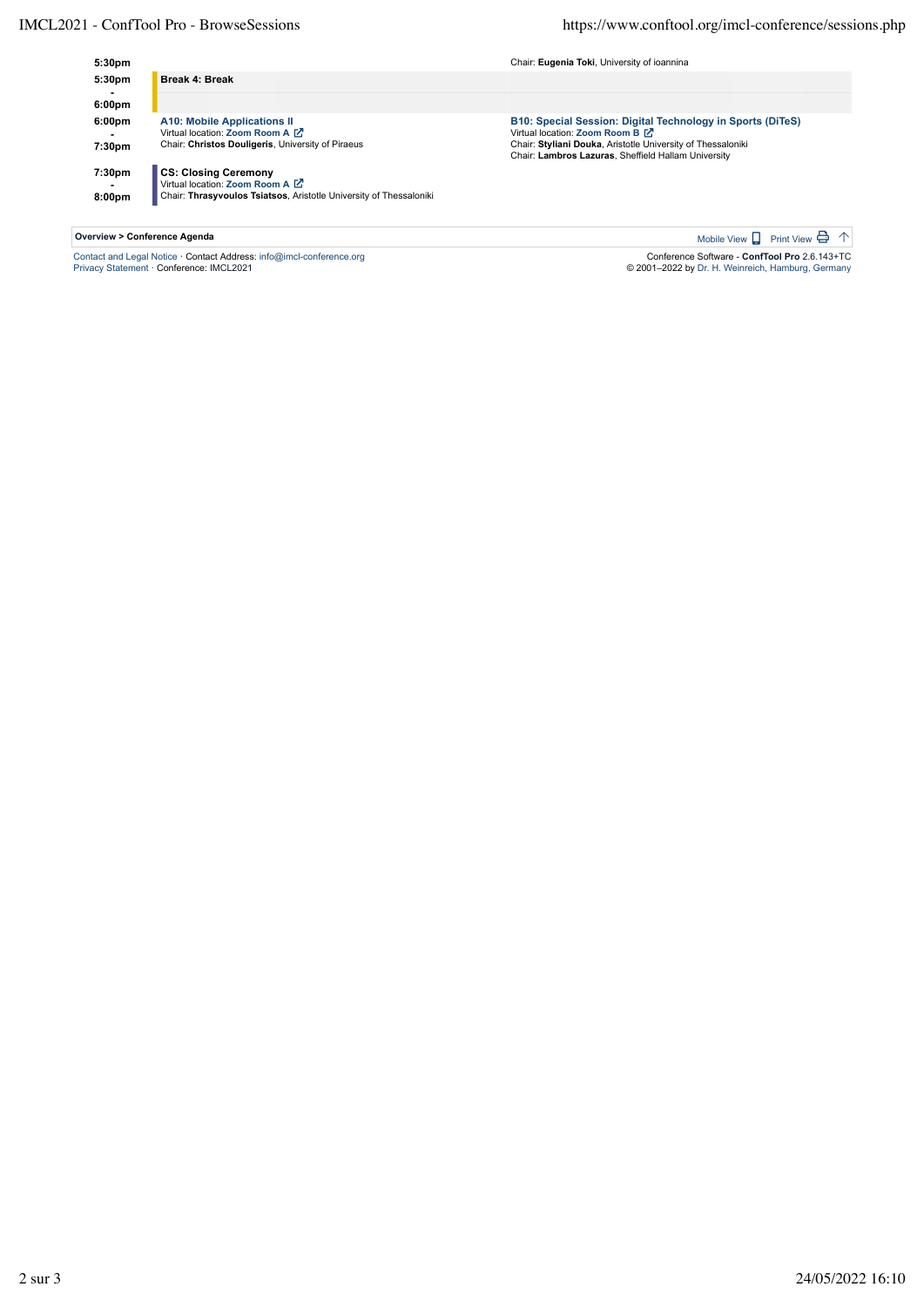| | | |
|---|---|---|
| 5:30pm | | Chair: **Eugenia Toki**, University of ioannina |
| 5:30pm - 6:00pm | **Break 4: Break** | |
| 6:00pm - 7:30pm | **A10: Mobile Applications II**<br>Virtual location: **Zoom Room A**<br>Chair: **Christos Douligeris**, University of Piraeus | **B10: Special Session: Digital Technology in Sports (DiTeS)**<br>Virtual location: **Zoom Room B**<br>Chair: **Styliani Douka**, Aristotle University of Thessaloniki<br>Chair: **Lambros Lazuras**, Sheffield Hallam University |
| 7:30pm - 8:00pm | **CS: Closing Ceremony**<br>Virtual location: **Zoom Room A**<br>Chair: **Thrasyvoulos Tsiatsos**, Aristotle University of Thessaloniki | |

**Overview > Conference Agenda**

Mobile View Print View

Contact and Legal Notice · Contact Address: info@imcl-conference.org
Privacy Statement · Conference: IMCL2021

Conference Software - **ConfTool Pro** 2.6.143+TC
© 2001–2022 by Dr. H. Weinreich, Hamburg, Germany